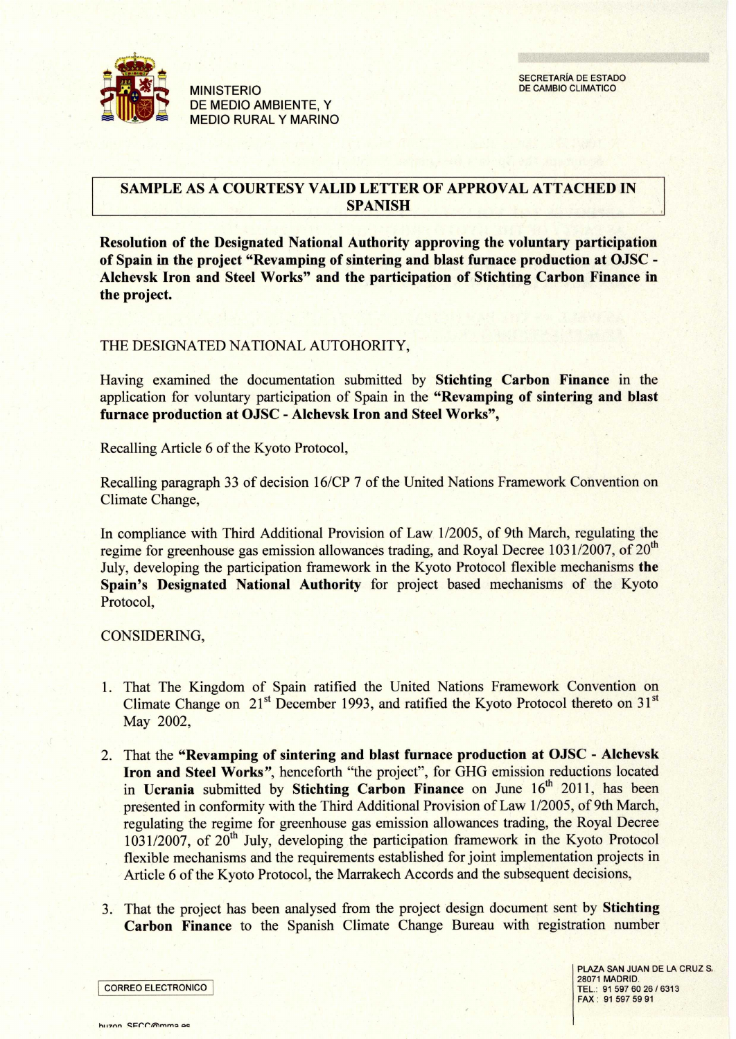MINISTERIO
DE MEDIO AMBIENTE, Y
MEDIO RURAL Y MARINO

SECRETARÍA DE ESTADO
DE CAMBIO CLIMATICO

**SAMPLE AS A COURTESY VALID LETTER OF APPROVAL ATTACHED IN SPANISH**

**Resolution of the Designated National Authority approving the voluntary participation of Spain in the project "Revamping of sintering and blast furnace production at OJSC - Alchevsk Iron and Steel Works" and the participation of Stichting Carbon Finance in the project.**

THE DESIGNATED NATIONAL AUTOHORITY,

Having examined the documentation submitted by **Stichting Carbon Finance** in the application for voluntary participation of Spain in the **"Revamping of sintering and blast furnace production at OJSC - Alchevsk Iron and Steel Works",**

Recalling Article 6 of the Kyoto Protocol,

Recalling paragraph 33 of decision 16/CP 7 of the United Nations Framework Convention on Climate Change,

In compliance with Third Additional Provision of Law 1/2005, of 9th March, regulating the regime for greenhouse gas emission allowances trading, and Royal Decree 1031/2007, of 20th July, developing the participation framework in the Kyoto Protocol flexible mechanisms **the Spain's Designated National Authority** for project based mechanisms of the Kyoto Protocol,

CONSIDERING,

1. That The Kingdom of Spain ratified the United Nations Framework Convention on Climate Change on 21st December 1993, and ratified the Kyoto Protocol thereto on 31st May 2002,

2. That the **"Revamping of sintering and blast furnace production at OJSC - Alchevsk Iron and Steel Works"**, henceforth "the project", for GHG emission reductions located in **Ucrania** submitted by **Stichting Carbon Finance** on June 16th 2011, has been presented in conformity with the Third Additional Provision of Law 1/2005, of 9th March, regulating the regime for greenhouse gas emission allowances trading, the Royal Decree 1031/2007, of 20th July, developing the participation framework in the Kyoto Protocol flexible mechanisms and the requirements established for joint implementation projects in Article 6 of the Kyoto Protocol, the Marrakech Accords and the subsequent decisions,

3. That the project has been analysed from the project design document sent by **Stichting Carbon Finance** to the Spanish Climate Change Bureau with registration number

CORREO ELECTRONICO

buzon SECC@mma.es

PLAZA SAN JUAN DE LA CRUZ S.
28071 MADRID
TEL.: 91 597 60 26 / 6313
FAX : 91 597 59 91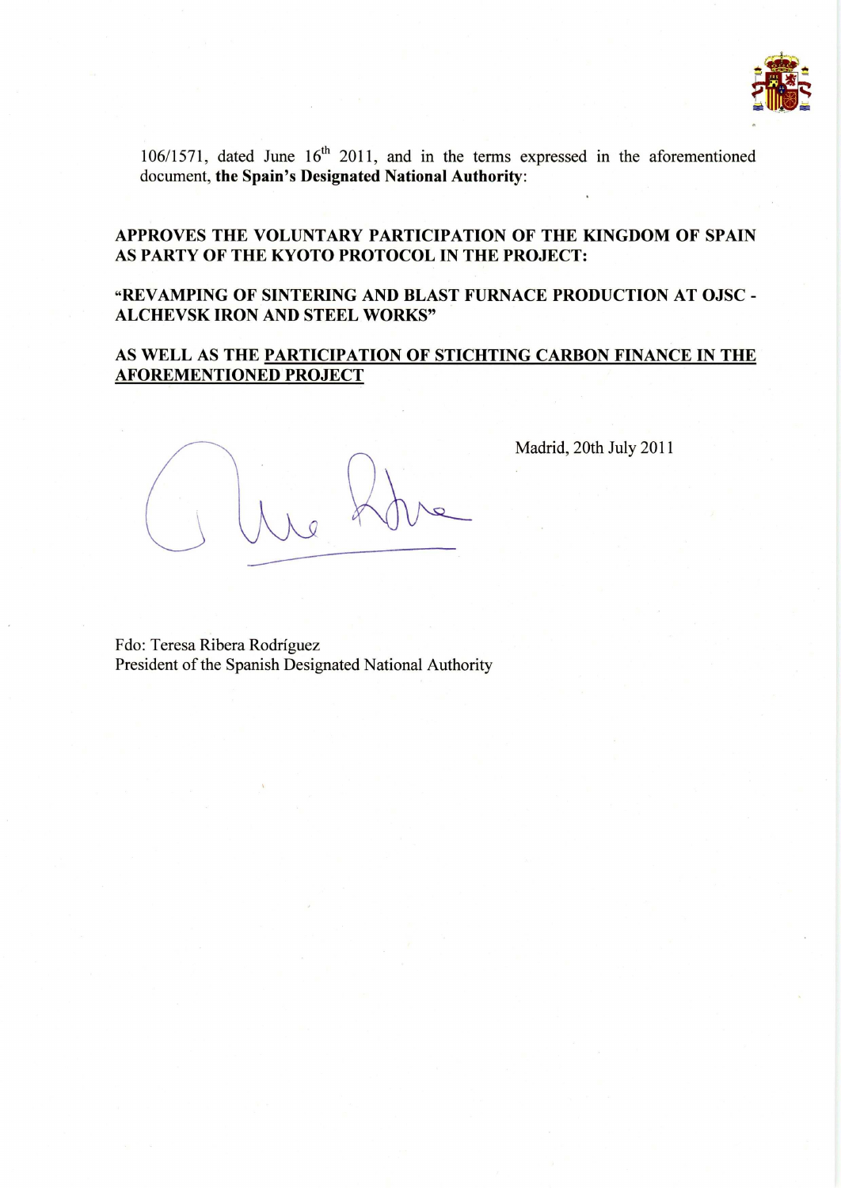106/1571, dated June 16th 2011, and in the terms expressed in the aforementioned document, **the Spain's Designated National Authority**:

**APPROVES THE VOLUNTARY PARTICIPATION OF THE KINGDOM OF SPAIN AS PARTY OF THE KYOTO PROTOCOL IN THE PROJECT:**

**"REVAMPING OF SINTERING AND BLAST FURNACE PRODUCTION AT OJSC - ALCHEVSK IRON AND STEEL WORKS"**

**AS WELL AS THE <u>PARTICIPATION OF STICHTING CARBON FINANCE IN THE AFOREMENTIONED PROJECT</u>**

Madrid, 20th July 2011

Fdo: Teresa Ribera Rodríguez
President of the Spanish Designated National Authority